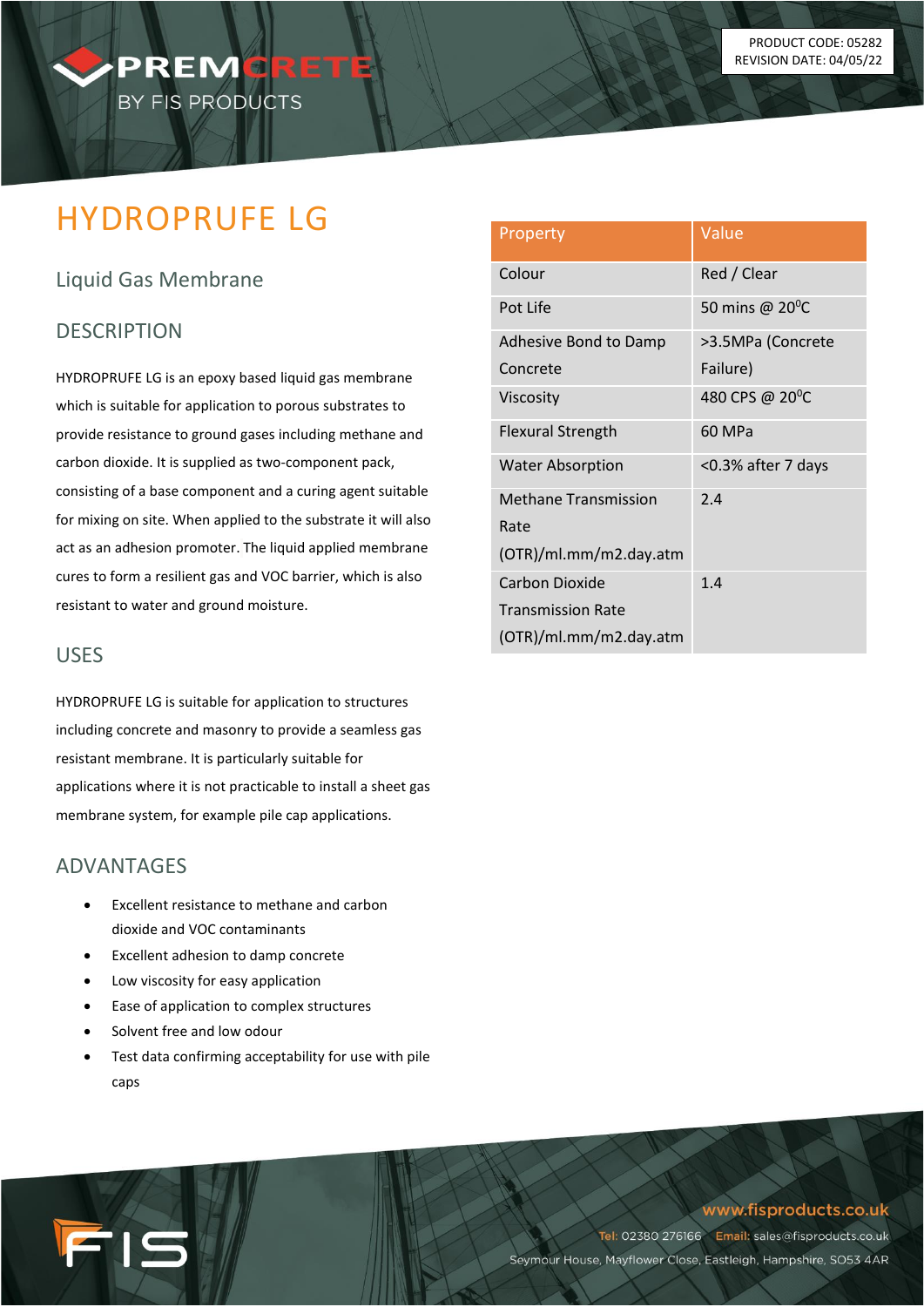PRODUCT CODE: 05282
REVISION DATE: 04/05/22

# HYDROPRUFE LG

## Liquid Gas Membrane

## DESCRIPTION

HYDROPRUFE LG is an epoxy based liquid gas membrane which is suitable for application to porous substrates to provide resistance to ground gases including methane and carbon dioxide. It is supplied as two-component pack, consisting of a base component and a curing agent suitable for mixing on site. When applied to the substrate it will also act as an adhesion promoter. The liquid applied membrane cures to form a resilient gas and VOC barrier, which is also resistant to water and ground moisture.

## USES

HYDROPRUFE LG is suitable for application to structures including concrete and masonry to provide a seamless gas resistant membrane. It is particularly suitable for applications where it is not practicable to install a sheet gas membrane system, for example pile cap applications.

## ADVANTAGES

- Excellent resistance to methane and carbon dioxide and VOC contaminants
- Excellent adhesion to damp concrete
- Low viscosity for easy application
- Ease of application to complex structures
- Solvent free and low odour
- Test data confirming acceptability for use with pile caps

| Property | Value |
|---|---|
| Colour | Red / Clear |
| Pot Life | 50 mins @ 20$^0$C |
| Adhesive Bond to Damp Concrete | >3.5MPa (Concrete Failure) |
| Viscosity | 480 CPS @ 20$^0$C |
| Flexural Strength | 60 MPa |
| Water Absorption | <0.3% after 7 days |
| Methane Transmission Rate (OTR)/ml.mm/m2.day.atm | 2.4 |
| Carbon Dioxide Transmission Rate (OTR)/ml.mm/m2.day.atm | 1.4 |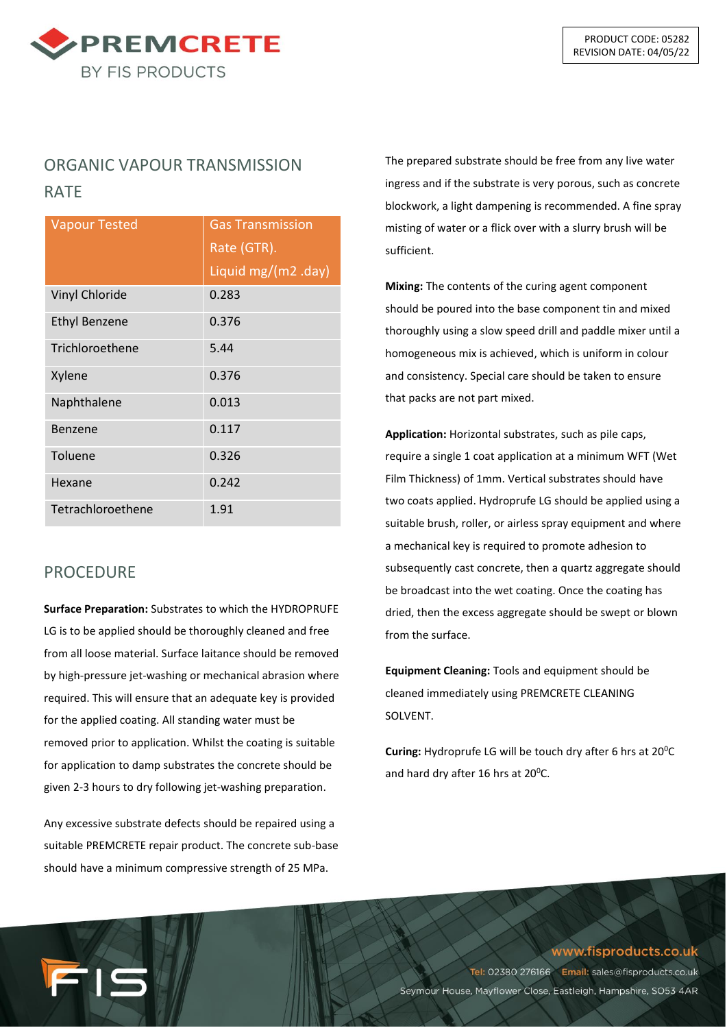## ORGANIC VAPOUR TRANSMISSION RATE

| Vapour Tested | Gas Transmission Rate (GTR). Liquid mg/(m2 .day) |
|---|---|
| Vinyl Chloride | 0.283 |
| Ethyl Benzene | 0.376 |
| Trichloroethene | 5.44 |
| Xylene | 0.376 |
| Naphthalene | 0.013 |
| Benzene | 0.117 |
| Toluene | 0.326 |
| Hexane | 0.242 |
| Tetrachloroethene | 1.91 |

## PROCEDURE

**Surface Preparation:** Substrates to which the HYDROPRUFE LG is to be applied should be thoroughly cleaned and free from all loose material. Surface laitance should be removed by high-pressure jet-washing or mechanical abrasion where required. This will ensure that an adequate key is provided for the applied coating. All standing water must be removed prior to application. Whilst the coating is suitable for application to damp substrates the concrete should be given 2-3 hours to dry following jet-washing preparation.

Any excessive substrate defects should be repaired using a suitable PREMCRETE repair product. The concrete sub-base should have a minimum compressive strength of 25 MPa.

The prepared substrate should be free from any live water ingress and if the substrate is very porous, such as concrete blockwork, a light dampening is recommended. A fine spray misting of water or a flick over with a slurry brush will be sufficient.

**Mixing:** The contents of the curing agent component should be poured into the base component tin and mixed thoroughly using a slow speed drill and paddle mixer until a homogeneous mix is achieved, which is uniform in colour and consistency. Special care should be taken to ensure that packs are not part mixed.

**Application:** Horizontal substrates, such as pile caps, require a single 1 coat application at a minimum WFT (Wet Film Thickness) of 1mm. Vertical substrates should have two coats applied. Hydroprufe LG should be applied using a suitable brush, roller, or airless spray equipment and where a mechanical key is required to promote adhesion to subsequently cast concrete, then a quartz aggregate should be broadcast into the wet coating. Once the coating has dried, then the excess aggregate should be swept or blown from the surface.

**Equipment Cleaning:** Tools and equipment should be cleaned immediately using PREMCRETE CLEANING SOLVENT.

**Curing:** Hydroprufe LG will be touch dry after 6 hrs at $20^0$C and hard dry after 16 hrs at $20^0$C.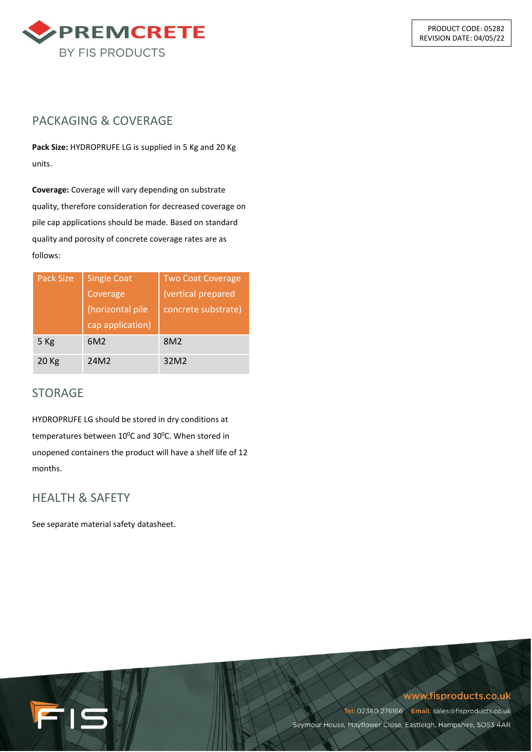## PACKAGING & COVERAGE

**Pack Size:** HYDROPRUFE LG is supplied in 5 Kg and 20 Kg units.

**Coverage:** Coverage will vary depending on substrate quality, therefore consideration for decreased coverage on pile cap applications should be made. Based on standard quality and porosity of concrete coverage rates are as follows:

| Pack Size | Single Coat Coverage (horizontal pile cap application) | Two Coat Coverage (vertical prepared concrete substrate) |
|---|---|---|
| 5 Kg | 6M2 | 8M2 |
| 20 Kg | 24M2 | 32M2 |

## STORAGE

HYDROPRUFE LG should be stored in dry conditions at temperatures between $10^0$C and $30^0$C. When stored in unopened containers the product will have a shelf life of 12 months.

## HEALTH & SAFETY

See separate material safety datasheet.